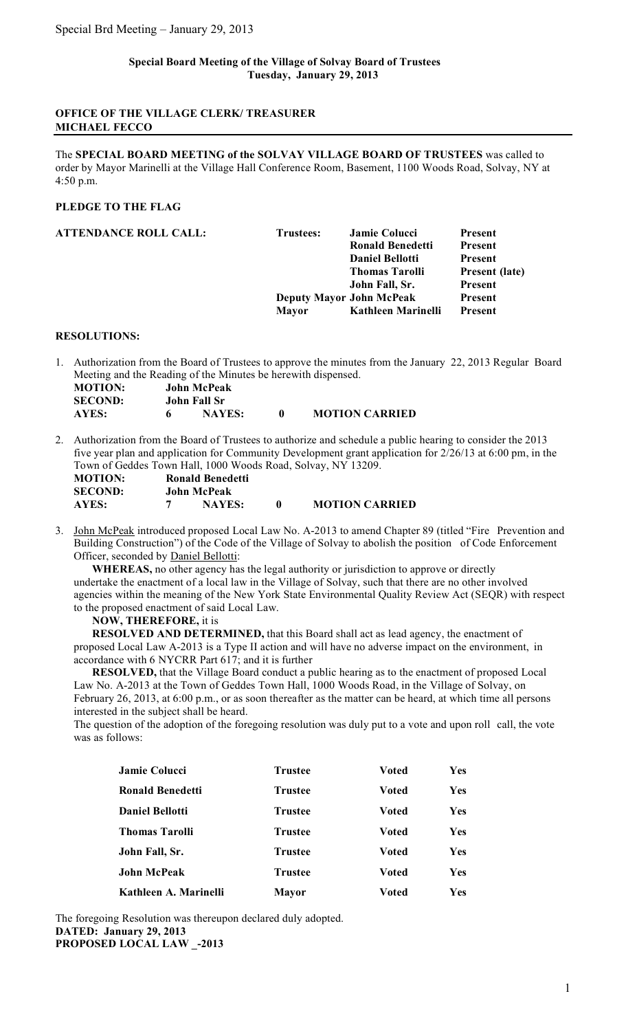**Special Board Meeting of the Village of Solvay Board of Trustees**
**Tuesday, January 29, 2013**

**OFFICE OF THE VILLAGE CLERK/ TREASURER**
**MICHAEL FECCO**

The **SPECIAL BOARD MEETING of the SOLVAY VILLAGE BOARD OF TRUSTEES** was called to order by Mayor Marinelli at the Village Hall Conference Room, Basement, 1100 Woods Road, Solvay, NY at 4:50 p.m.

**PLEDGE TO THE FLAG**

| **ATTENDANCE ROLL CALL:** | **Trustees:** | **Jamie Colucci** | **Present** |
|---|---|---|---|
| | | **Ronald Benedetti** | **Present** |
| | | **Daniel Bellotti** | **Present** |
| | | **Thomas Tarolli** | **Present (late)** |
| | | **John Fall, Sr.** | **Present** |
| | **Deputy Mayor** | **John McPeak** | **Present** |
| | **Mayor** | **Kathleen Marinelli** | **Present** |

**RESOLUTIONS:**

1. Authorization from the Board of Trustees to approve the minutes from the January 22, 2013 Regular Board Meeting and the Reading of the Minutes be herewith dispensed.

   **MOTION:** John McPeak
   **SECOND:** John Fall Sr
   **AYES:** 6 **NAYES:** 0 **MOTION CARRIED**

2. Authorization from the Board of Trustees to authorize and schedule a public hearing to consider the 2013 five year plan and application for Community Development grant application for 2/26/13 at 6:00 pm, in the Town of Geddes Town Hall, 1000 Woods Road, Solvay, NY 13209.

   **MOTION:** Ronald Benedetti
   **SECOND:** John McPeak
   **AYES:** 7 **NAYES:** 0 **MOTION CARRIED**

3. John McPeak introduced proposed Local Law No. A-2013 to amend Chapter 89 (titled "Fire Prevention and Building Construction") of the Code of the Village of Solvay to abolish the position of Code Enforcement Officer, seconded by Daniel Bellotti:

   **WHEREAS,** no other agency has the legal authority or jurisdiction to approve or directly undertake the enactment of a local law in the Village of Solvay, such that there are no other involved agencies within the meaning of the New York State Environmental Quality Review Act (SEQR) with respect to the proposed enactment of said Local Law.

   **NOW, THEREFORE,** it is

   **RESOLVED AND DETERMINED,** that this Board shall act as lead agency, the enactment of proposed Local Law A-2013 is a Type II action and will have no adverse impact on the environment, in accordance with 6 NYCRR Part 617; and it is further

   **RESOLVED,** that the Village Board conduct a public hearing as to the enactment of proposed Local Law No. A-2013 at the Town of Geddes Town Hall, 1000 Woods Road, in the Village of Solvay, on February 26, 2013, at 6:00 p.m., or as soon thereafter as the matter can be heard, at which time all persons interested in the subject shall be heard.

   The question of the adoption of the foregoing resolution was duly put to a vote and upon roll call, the vote was as follows:

| | | | |
|---|---|---|---|
| **Jamie Colucci** | **Trustee** | **Voted** | **Yes** |
| **Ronald Benedetti** | **Trustee** | **Voted** | **Yes** |
| **Daniel Bellotti** | **Trustee** | **Voted** | **Yes** |
| **Thomas Tarolli** | **Trustee** | **Voted** | **Yes** |
| **John Fall, Sr.** | **Trustee** | **Voted** | **Yes** |
| **John McPeak** | **Trustee** | **Voted** | **Yes** |
| **Kathleen A. Marinelli** | **Mayor** | **Voted** | **Yes** |

The foregoing Resolution was thereupon declared duly adopted.
**DATED: January 29, 2013**
**PROPOSED LOCAL LAW _-2013**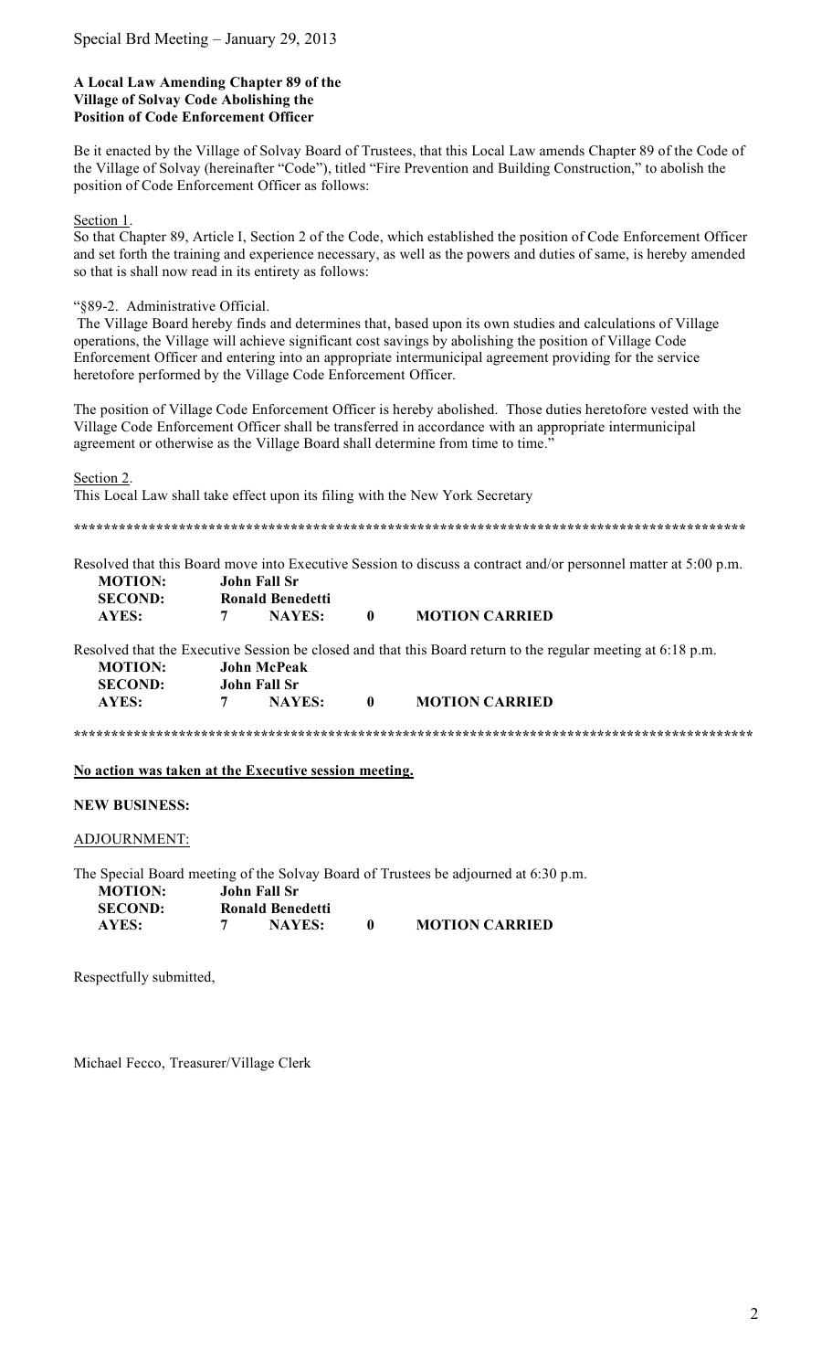Special Brd Meeting – January 29, 2013

**A Local Law Amending Chapter 89 of the Village of Solvay Code Abolishing the Position of Code Enforcement Officer**

Be it enacted by the Village of Solvay Board of Trustees, that this Local Law amends Chapter 89 of the Code of the Village of Solvay (hereinafter "Code"), titled "Fire Prevention and Building Construction," to abolish the position of Code Enforcement Officer as follows:

Section 1.
So that Chapter 89, Article I, Section 2 of the Code, which established the position of Code Enforcement Officer and set forth the training and experience necessary, as well as the powers and duties of same, is hereby amended so that is shall now read in its entirety as follows:

"§89-2. Administrative Official.
The Village Board hereby finds and determines that, based upon its own studies and calculations of Village operations, the Village will achieve significant cost savings by abolishing the position of Village Code Enforcement Officer and entering into an appropriate intermunicipal agreement providing for the service heretofore performed by the Village Code Enforcement Officer.

The position of Village Code Enforcement Officer is hereby abolished. Those duties heretofore vested with the Village Code Enforcement Officer shall be transferred in accordance with an appropriate intermunicipal agreement or otherwise as the Village Board shall determine from time to time."

Section 2.
This Local Law shall take effect upon its filing with the New York Secretary

*********************************************************************************************

Resolved that this Board move into Executive Session to discuss a contract and/or personnel matter at 5:00 p.m.

| | | | | |
|---|---|---|---|---|
| **MOTION:** | **John Fall Sr** | | | |
| **SECOND:** | **Ronald Benedetti** | | | |
| **AYES:** | **7** | **NAYES:** | **0** | **MOTION CARRIED** |

Resolved that the Executive Session be closed and that this Board return to the regular meeting at 6:18 p.m.

| | | | | |
|---|---|---|---|---|
| **MOTION:** | **John McPeak** | | | |
| **SECOND:** | **John Fall Sr** | | | |
| **AYES:** | **7** | **NAYES:** | **0** | **MOTION CARRIED** |

*********************************************************************************************

**No action was taken at the Executive session meeting.**

**NEW BUSINESS:**

ADJOURNMENT:

The Special Board meeting of the Solvay Board of Trustees be adjourned at 6:30 p.m.

| | | | | |
|---|---|---|---|---|
| **MOTION:** | **John Fall Sr** | | | |
| **SECOND:** | **Ronald Benedetti** | | | |
| **AYES:** | **7** | **NAYES:** | **0** | **MOTION CARRIED** |

Respectfully submitted,

Michael Fecco, Treasurer/Village Clerk